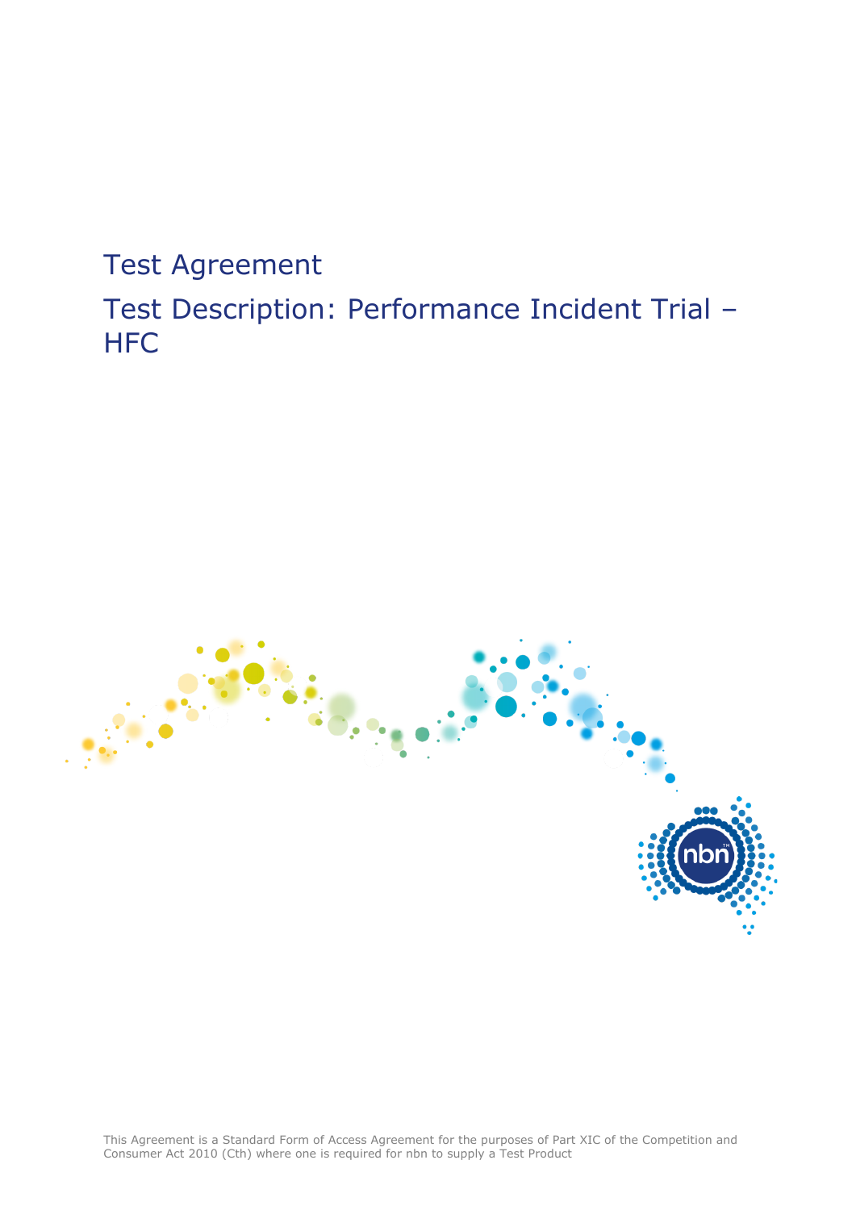# Test Agreement

## Test Description: Performance Incident Trial – HFC

This Agreement is a Standard Form of Access Agreement for the purposes of Part XIC of the Competition and Consumer Act 2010 (Cth) where one is required for nbn to supply a Test Product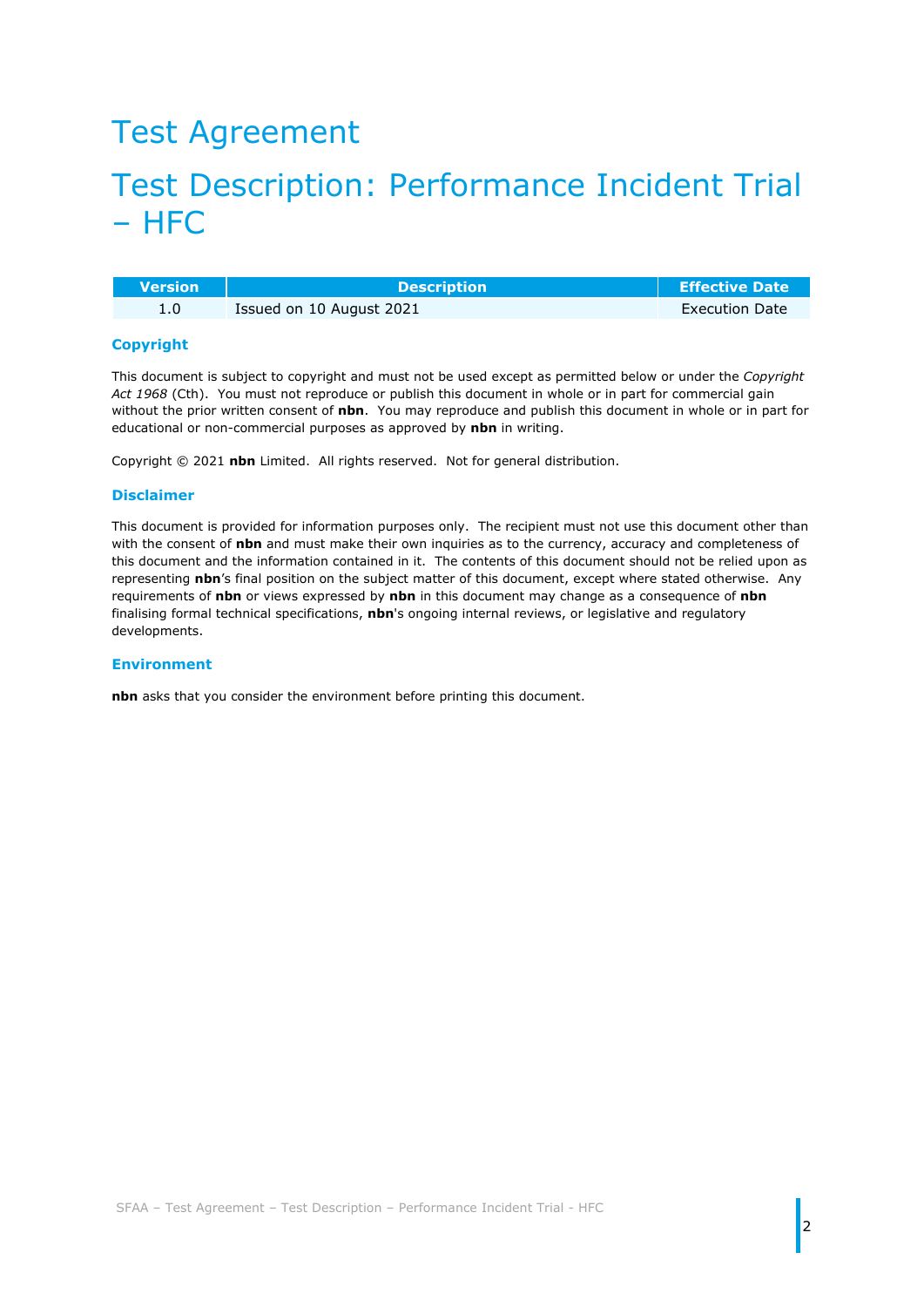# Test Agreement

# Test Description: Performance Incident Trial – HFC

| Version | Description | Effective Date |
|---|---|---|
| 1.0 | Issued on 10 August 2021 | Execution Date |

### Copyright

This document is subject to copyright and must not be used except as permitted below or under the *Copyright Act 1968* (Cth). You must not reproduce or publish this document in whole or in part for commercial gain without the prior written consent of **nbn**. You may reproduce and publish this document in whole or in part for educational or non-commercial purposes as approved by **nbn** in writing.

Copyright © 2021 **nbn** Limited. All rights reserved. Not for general distribution.

### Disclaimer

This document is provided for information purposes only. The recipient must not use this document other than with the consent of **nbn** and must make their own inquiries as to the currency, accuracy and completeness of this document and the information contained in it. The contents of this document should not be relied upon as representing **nbn**'s final position on the subject matter of this document, except where stated otherwise. Any requirements of **nbn** or views expressed by **nbn** in this document may change as a consequence of **nbn** finalising formal technical specifications, **nbn**'s ongoing internal reviews, or legislative and regulatory developments.

### Environment

**nbn** asks that you consider the environment before printing this document.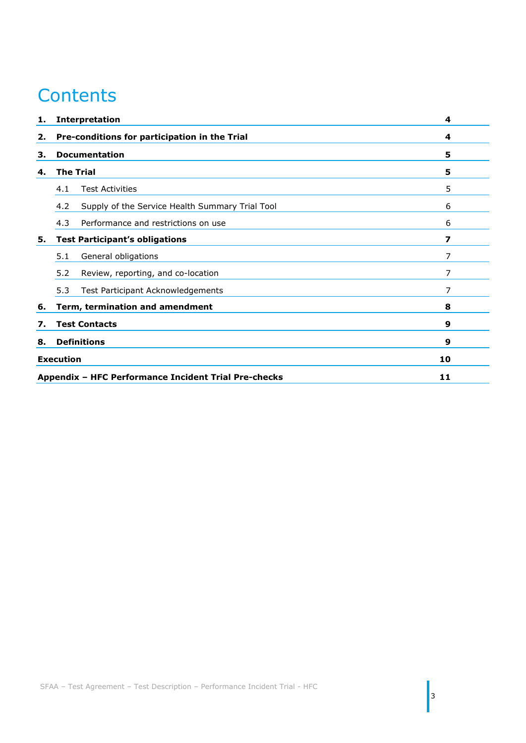# Contents

| | | |
|---|---|---|
| **1.** | **Interpretation** | **4** |
| **2.** | **Pre-conditions for participation in the Trial** | **4** |
| **3.** | **Documentation** | **5** |
| **4.** | **The Trial** | **5** |
| | 4.1 Test Activities | 5 |
| | 4.2 Supply of the Service Health Summary Trial Tool | 6 |
| | 4.3 Performance and restrictions on use | 6 |
| **5.** | **Test Participant's obligations** | **7** |
| | 5.1 General obligations | 7 |
| | 5.2 Review, reporting, and co-location | 7 |
| | 5.3 Test Participant Acknowledgements | 7 |
| **6.** | **Term, termination and amendment** | **8** |
| **7.** | **Test Contacts** | **9** |
| **8.** | **Definitions** | **9** |
| **Execution** | | **10** |
| **Appendix – HFC Performance Incident Trial Pre-checks** | | **11** |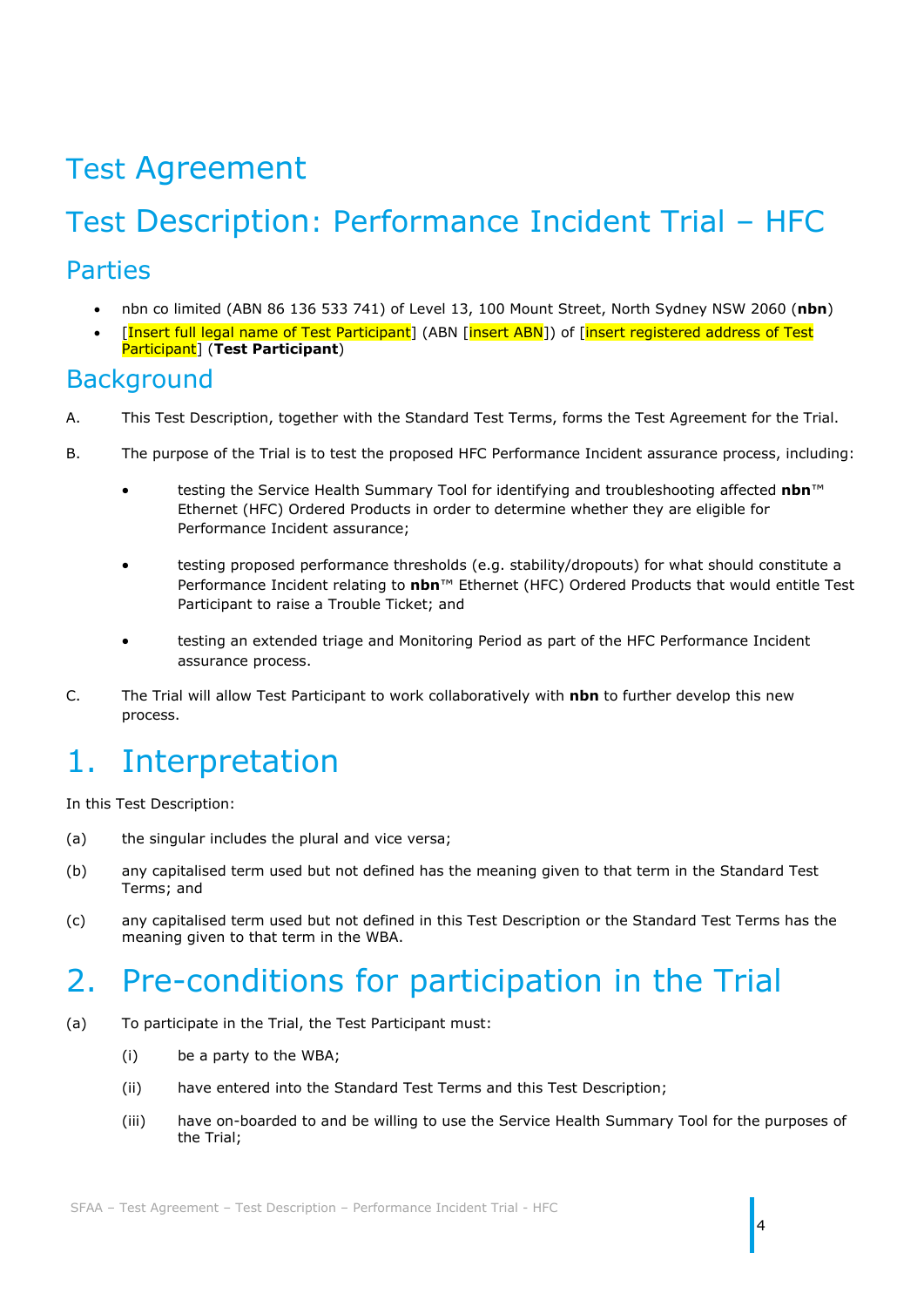# Test Agreement

# Test Description: Performance Incident Trial – HFC

## Parties

- nbn co limited (ABN 86 136 533 741) of Level 13, 100 Mount Street, North Sydney NSW 2060 (**nbn**)
- [Insert full legal name of Test Participant] (ABN [insert ABN]) of [insert registered address of Test Participant] (**Test Participant**)

## Background

A. This Test Description, together with the Standard Test Terms, forms the Test Agreement for the Trial.

B. The purpose of the Trial is to test the proposed HFC Performance Incident assurance process, including:

- testing the Service Health Summary Tool for identifying and troubleshooting affected **nbn**™ Ethernet (HFC) Ordered Products in order to determine whether they are eligible for Performance Incident assurance;
- testing proposed performance thresholds (e.g. stability/dropouts) for what should constitute a Performance Incident relating to **nbn**™ Ethernet (HFC) Ordered Products that would entitle Test Participant to raise a Trouble Ticket; and
- testing an extended triage and Monitoring Period as part of the HFC Performance Incident assurance process.

C. The Trial will allow Test Participant to work collaboratively with **nbn** to further develop this new process.

# 1. Interpretation

In this Test Description:

(a) the singular includes the plural and vice versa;

(b) any capitalised term used but not defined has the meaning given to that term in the Standard Test Terms; and

(c) any capitalised term used but not defined in this Test Description or the Standard Test Terms has the meaning given to that term in the WBA.

# 2. Pre-conditions for participation in the Trial

(a) To participate in the Trial, the Test Participant must:

(i) be a party to the WBA;

(ii) have entered into the Standard Test Terms and this Test Description;

(iii) have on-boarded to and be willing to use the Service Health Summary Tool for the purposes of the Trial;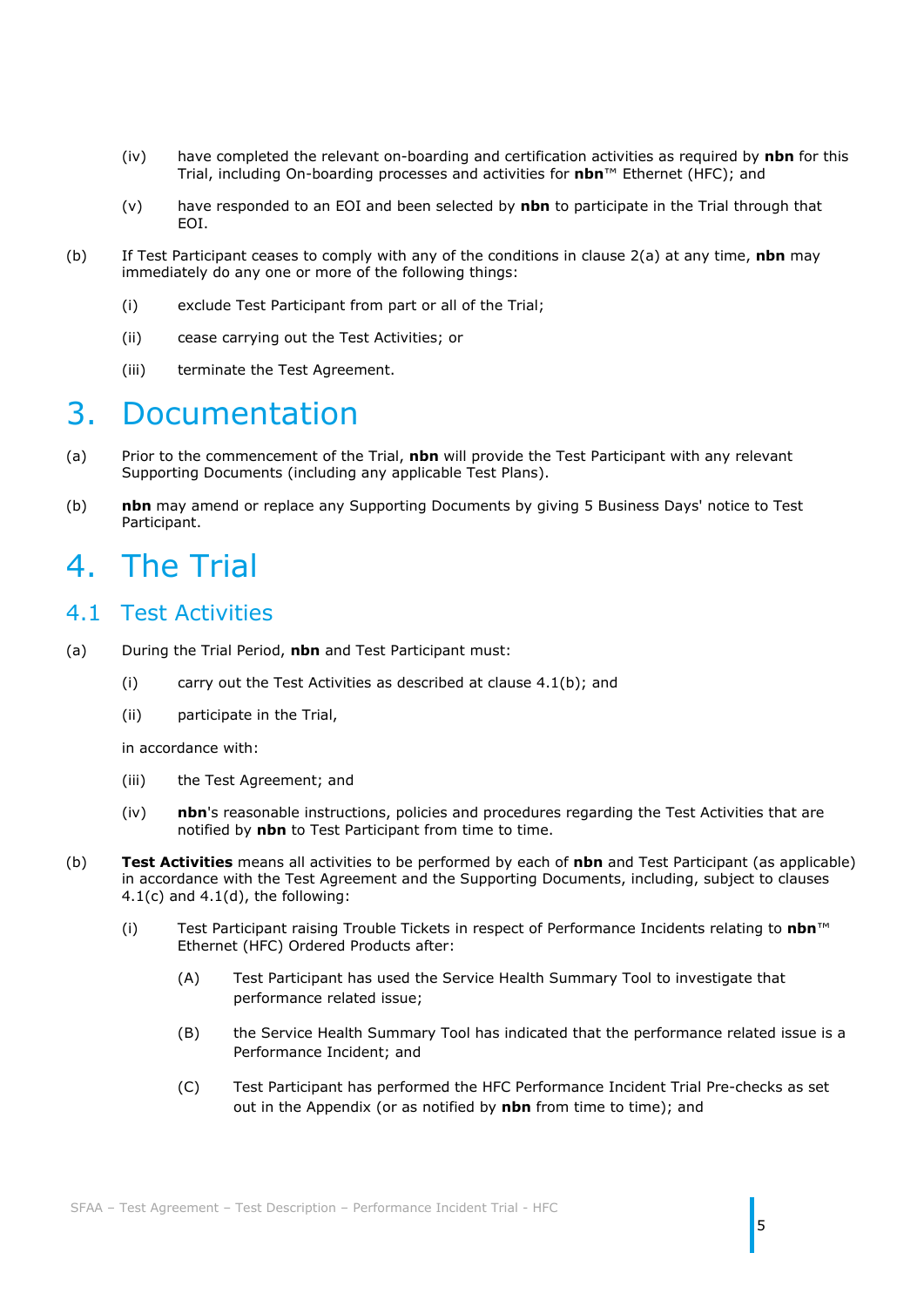(iv) have completed the relevant on-boarding and certification activities as required by **nbn** for this Trial, including On-boarding processes and activities for **nbn**™ Ethernet (HFC); and

(v) have responded to an EOI and been selected by **nbn** to participate in the Trial through that EOI.

(b) If Test Participant ceases to comply with any of the conditions in clause 2(a) at any time, **nbn** may immediately do any one or more of the following things:

(i) exclude Test Participant from part or all of the Trial;

(ii) cease carrying out the Test Activities; or

(iii) terminate the Test Agreement.

# 3. Documentation

(a) Prior to the commencement of the Trial, **nbn** will provide the Test Participant with any relevant Supporting Documents (including any applicable Test Plans).

(b) **nbn** may amend or replace any Supporting Documents by giving 5 Business Days' notice to Test Participant.

# 4. The Trial

## 4.1 Test Activities

(a) During the Trial Period, **nbn** and Test Participant must:

(i) carry out the Test Activities as described at clause 4.1(b); and

(ii) participate in the Trial,

in accordance with:

(iii) the Test Agreement; and

(iv) **nbn**'s reasonable instructions, policies and procedures regarding the Test Activities that are notified by **nbn** to Test Participant from time to time.

(b) **Test Activities** means all activities to be performed by each of **nbn** and Test Participant (as applicable) in accordance with the Test Agreement and the Supporting Documents, including, subject to clauses 4.1(c) and 4.1(d), the following:

(i) Test Participant raising Trouble Tickets in respect of Performance Incidents relating to **nbn**™ Ethernet (HFC) Ordered Products after:

(A) Test Participant has used the Service Health Summary Tool to investigate that performance related issue;

(B) the Service Health Summary Tool has indicated that the performance related issue is a Performance Incident; and

(C) Test Participant has performed the HFC Performance Incident Trial Pre-checks as set out in the Appendix (or as notified by **nbn** from time to time); and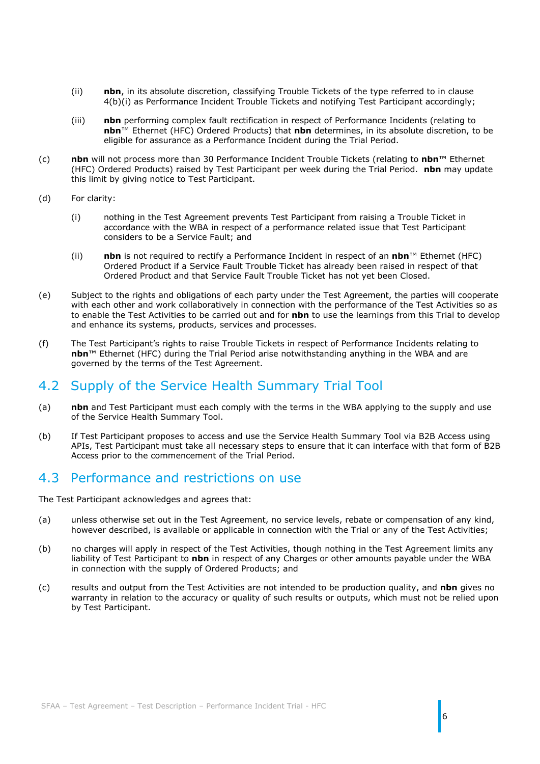(ii) **nbn**, in its absolute discretion, classifying Trouble Tickets of the type referred to in clause 4(b)(i) as Performance Incident Trouble Tickets and notifying Test Participant accordingly;

(iii) **nbn** performing complex fault rectification in respect of Performance Incidents (relating to **nbn**™ Ethernet (HFC) Ordered Products) that **nbn** determines, in its absolute discretion, to be eligible for assurance as a Performance Incident during the Trial Period.

(c) **nbn** will not process more than 30 Performance Incident Trouble Tickets (relating to **nbn**™ Ethernet (HFC) Ordered Products) raised by Test Participant per week during the Trial Period. **nbn** may update this limit by giving notice to Test Participant.

(d) For clarity:

(i) nothing in the Test Agreement prevents Test Participant from raising a Trouble Ticket in accordance with the WBA in respect of a performance related issue that Test Participant considers to be a Service Fault; and

(ii) **nbn** is not required to rectify a Performance Incident in respect of an **nbn**™ Ethernet (HFC) Ordered Product if a Service Fault Trouble Ticket has already been raised in respect of that Ordered Product and that Service Fault Trouble Ticket has not yet been Closed.

(e) Subject to the rights and obligations of each party under the Test Agreement, the parties will cooperate with each other and work collaboratively in connection with the performance of the Test Activities so as to enable the Test Activities to be carried out and for **nbn** to use the learnings from this Trial to develop and enhance its systems, products, services and processes.

(f) The Test Participant's rights to raise Trouble Tickets in respect of Performance Incidents relating to **nbn**™ Ethernet (HFC) during the Trial Period arise notwithstanding anything in the WBA and are governed by the terms of the Test Agreement.

## 4.2 Supply of the Service Health Summary Trial Tool

(a) **nbn** and Test Participant must each comply with the terms in the WBA applying to the supply and use of the Service Health Summary Tool.

(b) If Test Participant proposes to access and use the Service Health Summary Tool via B2B Access using APIs, Test Participant must take all necessary steps to ensure that it can interface with that form of B2B Access prior to the commencement of the Trial Period.

## 4.3 Performance and restrictions on use

The Test Participant acknowledges and agrees that:

(a) unless otherwise set out in the Test Agreement, no service levels, rebate or compensation of any kind, however described, is available or applicable in connection with the Trial or any of the Test Activities;

(b) no charges will apply in respect of the Test Activities, though nothing in the Test Agreement limits any liability of Test Participant to **nbn** in respect of any Charges or other amounts payable under the WBA in connection with the supply of Ordered Products; and

(c) results and output from the Test Activities are not intended to be production quality, and **nbn** gives no warranty in relation to the accuracy or quality of such results or outputs, which must not be relied upon by Test Participant.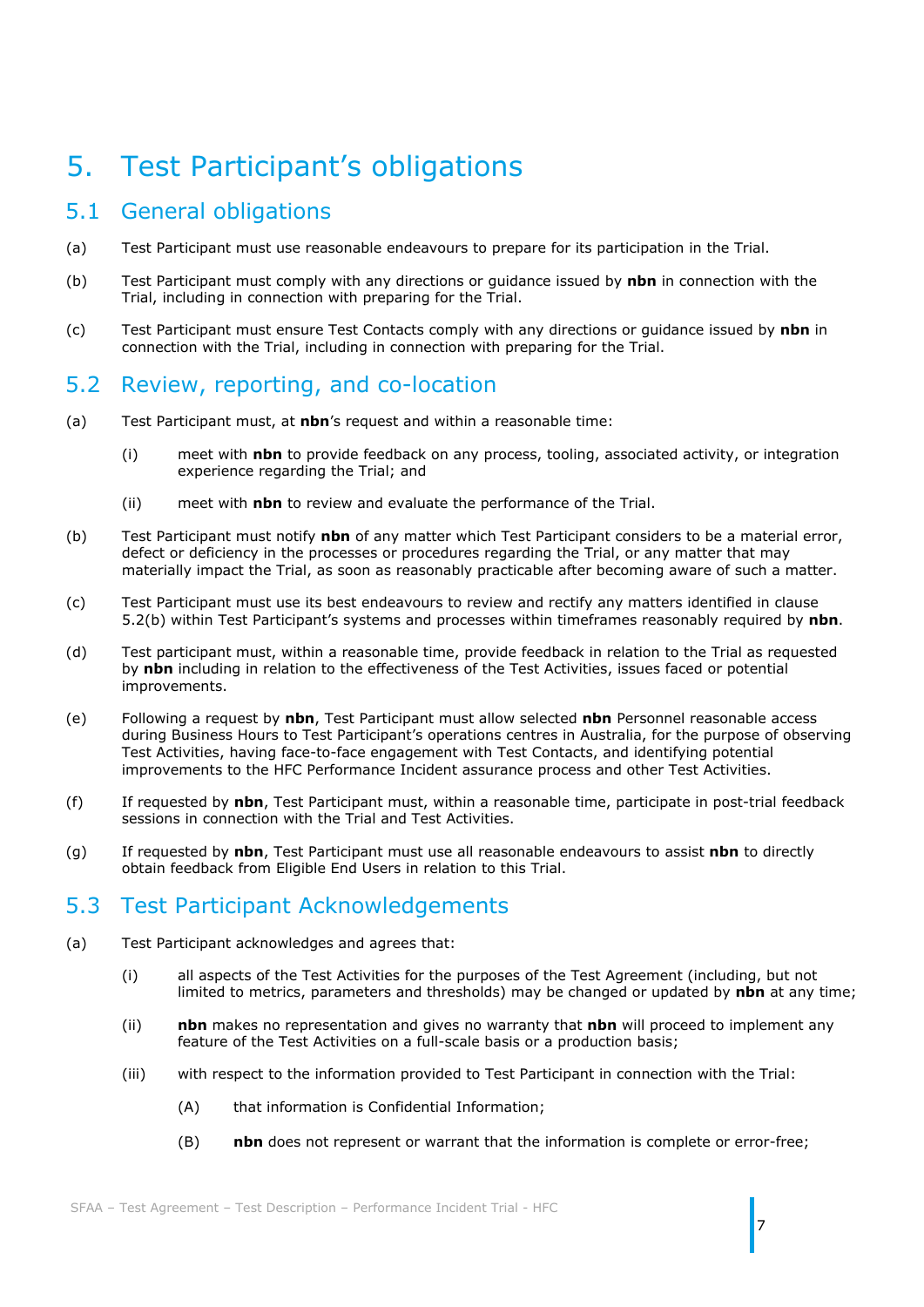# 5. Test Participant's obligations

## 5.1 General obligations

(a) Test Participant must use reasonable endeavours to prepare for its participation in the Trial.

(b) Test Participant must comply with any directions or guidance issued by **nbn** in connection with the Trial, including in connection with preparing for the Trial.

(c) Test Participant must ensure Test Contacts comply with any directions or guidance issued by **nbn** in connection with the Trial, including in connection with preparing for the Trial.

## 5.2 Review, reporting, and co-location

(a) Test Participant must, at **nbn**'s request and within a reasonable time:

(i) meet with **nbn** to provide feedback on any process, tooling, associated activity, or integration experience regarding the Trial; and

(ii) meet with **nbn** to review and evaluate the performance of the Trial.

(b) Test Participant must notify **nbn** of any matter which Test Participant considers to be a material error, defect or deficiency in the processes or procedures regarding the Trial, or any matter that may materially impact the Trial, as soon as reasonably practicable after becoming aware of such a matter.

(c) Test Participant must use its best endeavours to review and rectify any matters identified in clause 5.2(b) within Test Participant's systems and processes within timeframes reasonably required by **nbn**.

(d) Test participant must, within a reasonable time, provide feedback in relation to the Trial as requested by **nbn** including in relation to the effectiveness of the Test Activities, issues faced or potential improvements.

(e) Following a request by **nbn**, Test Participant must allow selected **nbn** Personnel reasonable access during Business Hours to Test Participant's operations centres in Australia, for the purpose of observing Test Activities, having face-to-face engagement with Test Contacts, and identifying potential improvements to the HFC Performance Incident assurance process and other Test Activities.

(f) If requested by **nbn**, Test Participant must, within a reasonable time, participate in post-trial feedback sessions in connection with the Trial and Test Activities.

(g) If requested by **nbn**, Test Participant must use all reasonable endeavours to assist **nbn** to directly obtain feedback from Eligible End Users in relation to this Trial.

## 5.3 Test Participant Acknowledgements

(a) Test Participant acknowledges and agrees that:

(i) all aspects of the Test Activities for the purposes of the Test Agreement (including, but not limited to metrics, parameters and thresholds) may be changed or updated by **nbn** at any time;

(ii) **nbn** makes no representation and gives no warranty that **nbn** will proceed to implement any feature of the Test Activities on a full-scale basis or a production basis;

(iii) with respect to the information provided to Test Participant in connection with the Trial:

(A) that information is Confidential Information;

(B) **nbn** does not represent or warrant that the information is complete or error-free;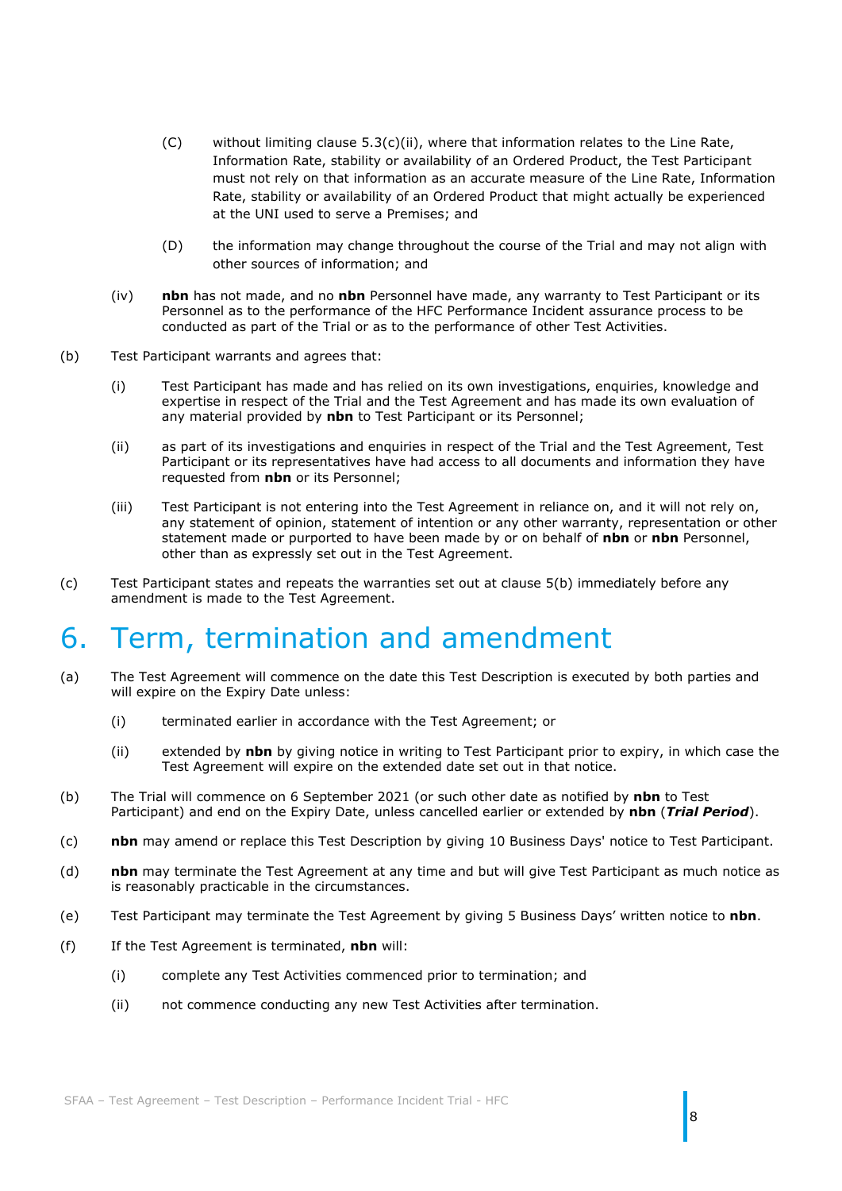(C) without limiting clause 5.3(c)(ii), where that information relates to the Line Rate, Information Rate, stability or availability of an Ordered Product, the Test Participant must not rely on that information as an accurate measure of the Line Rate, Information Rate, stability or availability of an Ordered Product that might actually be experienced at the UNI used to serve a Premises; and

(D) the information may change throughout the course of the Trial and may not align with other sources of information; and

(iv) **nbn** has not made, and no **nbn** Personnel have made, any warranty to Test Participant or its Personnel as to the performance of the HFC Performance Incident assurance process to be conducted as part of the Trial or as to the performance of other Test Activities.

(b) Test Participant warrants and agrees that:

(i) Test Participant has made and has relied on its own investigations, enquiries, knowledge and expertise in respect of the Trial and the Test Agreement and has made its own evaluation of any material provided by **nbn** to Test Participant or its Personnel;

(ii) as part of its investigations and enquiries in respect of the Trial and the Test Agreement, Test Participant or its representatives have had access to all documents and information they have requested from **nbn** or its Personnel;

(iii) Test Participant is not entering into the Test Agreement in reliance on, and it will not rely on, any statement of opinion, statement of intention or any other warranty, representation or other statement made or purported to have been made by or on behalf of **nbn** or **nbn** Personnel, other than as expressly set out in the Test Agreement.

(c) Test Participant states and repeats the warranties set out at clause 5(b) immediately before any amendment is made to the Test Agreement.

# 6. Term, termination and amendment

(a) The Test Agreement will commence on the date this Test Description is executed by both parties and will expire on the Expiry Date unless:

(i) terminated earlier in accordance with the Test Agreement; or

(ii) extended by **nbn** by giving notice in writing to Test Participant prior to expiry, in which case the Test Agreement will expire on the extended date set out in that notice.

(b) The Trial will commence on 6 September 2021 (or such other date as notified by **nbn** to Test Participant) and end on the Expiry Date, unless cancelled earlier or extended by **nbn** (***Trial Period***).

(c) **nbn** may amend or replace this Test Description by giving 10 Business Days' notice to Test Participant.

(d) **nbn** may terminate the Test Agreement at any time and but will give Test Participant as much notice as is reasonably practicable in the circumstances.

(e) Test Participant may terminate the Test Agreement by giving 5 Business Days' written notice to **nbn**.

(f) If the Test Agreement is terminated, **nbn** will:

(i) complete any Test Activities commenced prior to termination; and

(ii) not commence conducting any new Test Activities after termination.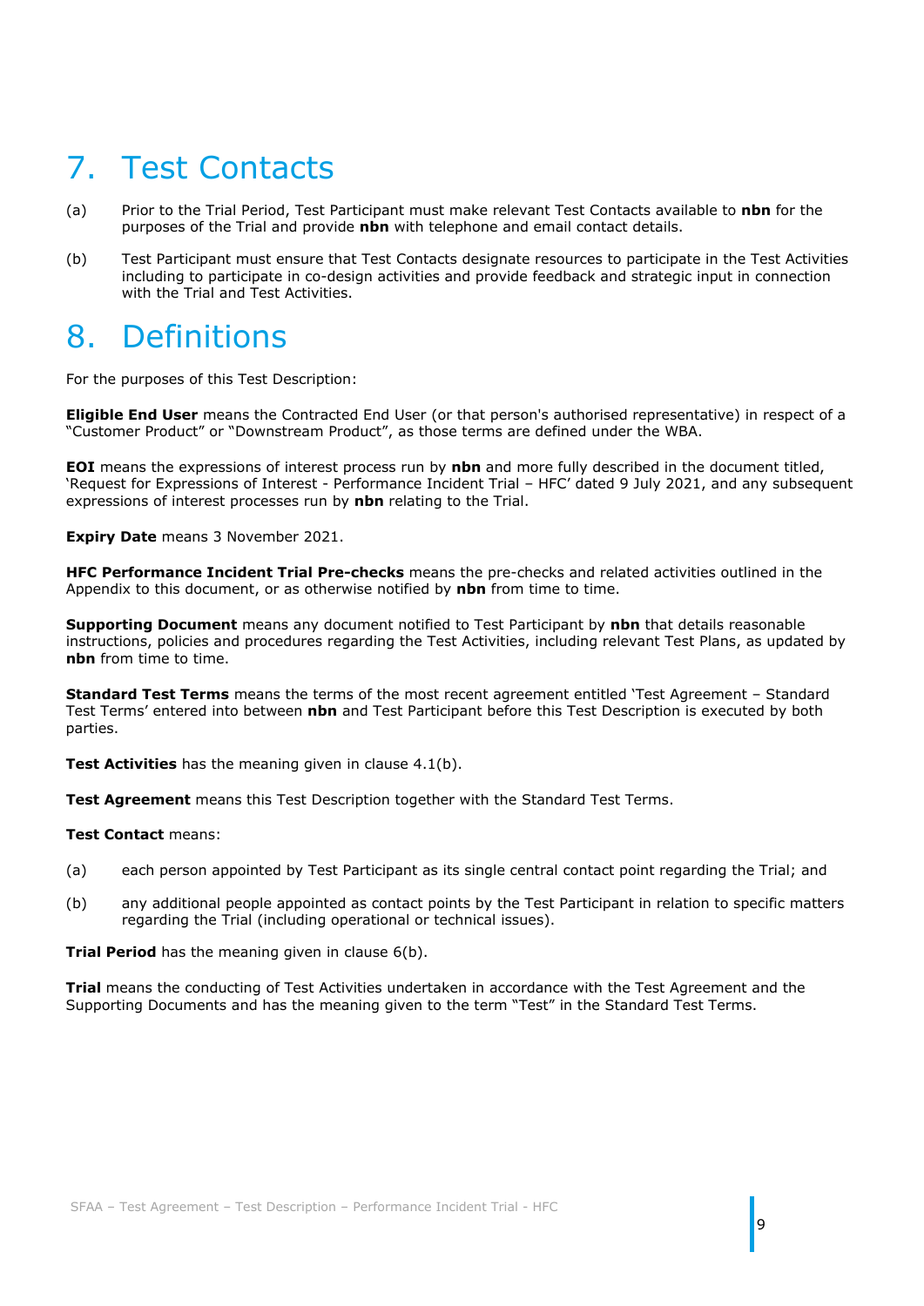# 7. Test Contacts

(a) Prior to the Trial Period, Test Participant must make relevant Test Contacts available to **nbn** for the purposes of the Trial and provide **nbn** with telephone and email contact details.

(b) Test Participant must ensure that Test Contacts designate resources to participate in the Test Activities including to participate in co-design activities and provide feedback and strategic input in connection with the Trial and Test Activities.

# 8. Definitions

For the purposes of this Test Description:

**Eligible End User** means the Contracted End User (or that person's authorised representative) in respect of a "Customer Product" or "Downstream Product", as those terms are defined under the WBA.

**EOI** means the expressions of interest process run by **nbn** and more fully described in the document titled, 'Request for Expressions of Interest - Performance Incident Trial – HFC' dated 9 July 2021, and any subsequent expressions of interest processes run by **nbn** relating to the Trial.

**Expiry Date** means 3 November 2021.

**HFC Performance Incident Trial Pre-checks** means the pre-checks and related activities outlined in the Appendix to this document, or as otherwise notified by **nbn** from time to time.

**Supporting Document** means any document notified to Test Participant by **nbn** that details reasonable instructions, policies and procedures regarding the Test Activities, including relevant Test Plans, as updated by **nbn** from time to time.

**Standard Test Terms** means the terms of the most recent agreement entitled 'Test Agreement – Standard Test Terms' entered into between **nbn** and Test Participant before this Test Description is executed by both parties.

**Test Activities** has the meaning given in clause 4.1(b).

**Test Agreement** means this Test Description together with the Standard Test Terms.

**Test Contact** means:

(a) each person appointed by Test Participant as its single central contact point regarding the Trial; and

(b) any additional people appointed as contact points by the Test Participant in relation to specific matters regarding the Trial (including operational or technical issues).

**Trial Period** has the meaning given in clause 6(b).

**Trial** means the conducting of Test Activities undertaken in accordance with the Test Agreement and the Supporting Documents and has the meaning given to the term "Test" in the Standard Test Terms.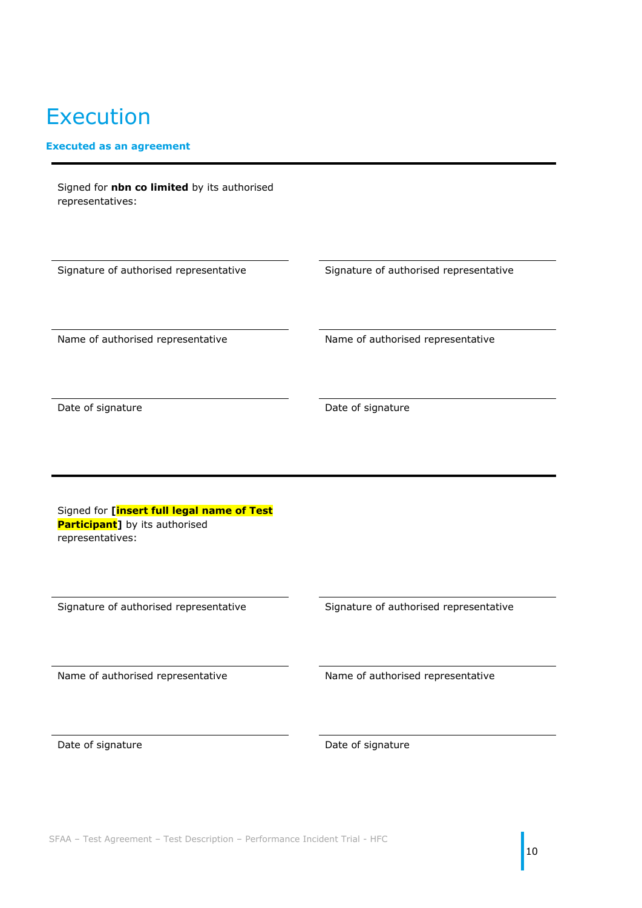# Execution

**Executed as an agreement**

---

Signed for **nbn co limited** by its authorised representatives:

| | |
|---|---|
| Signature of authorised representative | Signature of authorised representative |
| Name of authorised representative | Name of authorised representative |
| Date of signature | Date of signature |

---

Signed for **[insert full legal name of Test Participant]** by its authorised representatives:

| | |
|---|---|
| Signature of authorised representative | Signature of authorised representative |
| Name of authorised representative | Name of authorised representative |
| Date of signature | Date of signature |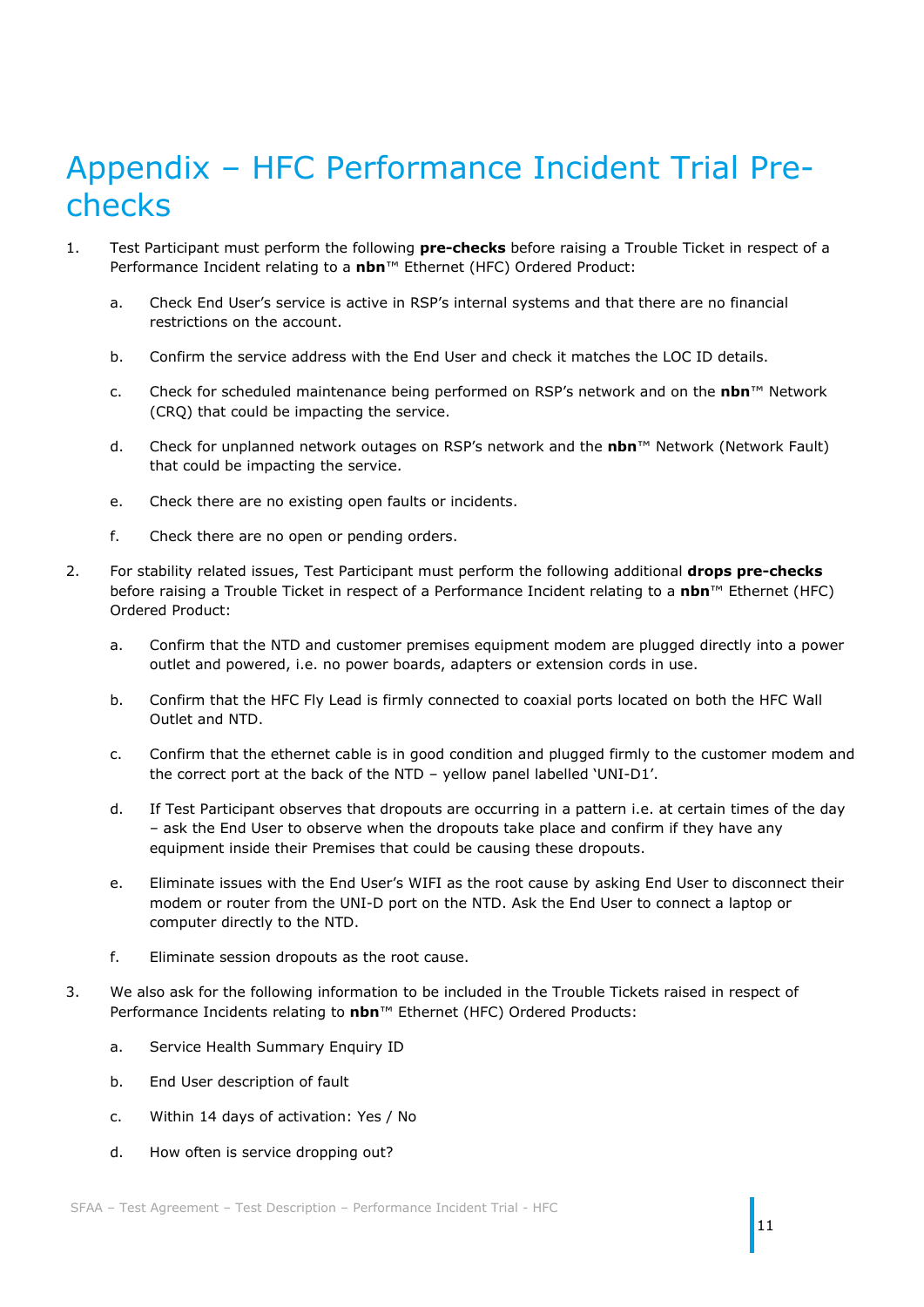# Appendix – HFC Performance Incident Trial Pre-checks

1. Test Participant must perform the following **pre-checks** before raising a Trouble Ticket in respect of a Performance Incident relating to a **nbn**™ Ethernet (HFC) Ordered Product:

   a. Check End User's service is active in RSP's internal systems and that there are no financial restrictions on the account.

   b. Confirm the service address with the End User and check it matches the LOC ID details.

   c. Check for scheduled maintenance being performed on RSP's network and on the **nbn**™ Network (CRQ) that could be impacting the service.

   d. Check for unplanned network outages on RSP's network and the **nbn**™ Network (Network Fault) that could be impacting the service.

   e. Check there are no existing open faults or incidents.

   f. Check there are no open or pending orders.

2. For stability related issues, Test Participant must perform the following additional **drops pre-checks** before raising a Trouble Ticket in respect of a Performance Incident relating to a **nbn**™ Ethernet (HFC) Ordered Product:

   a. Confirm that the NTD and customer premises equipment modem are plugged directly into a power outlet and powered, i.e. no power boards, adapters or extension cords in use.

   b. Confirm that the HFC Fly Lead is firmly connected to coaxial ports located on both the HFC Wall Outlet and NTD.

   c. Confirm that the ethernet cable is in good condition and plugged firmly to the customer modem and the correct port at the back of the NTD – yellow panel labelled 'UNI-D1'.

   d. If Test Participant observes that dropouts are occurring in a pattern i.e. at certain times of the day – ask the End User to observe when the dropouts take place and confirm if they have any equipment inside their Premises that could be causing these dropouts.

   e. Eliminate issues with the End User's WIFI as the root cause by asking End User to disconnect their modem or router from the UNI-D port on the NTD. Ask the End User to connect a laptop or computer directly to the NTD.

   f. Eliminate session dropouts as the root cause.

3. We also ask for the following information to be included in the Trouble Tickets raised in respect of Performance Incidents relating to **nbn**™ Ethernet (HFC) Ordered Products:

   a. Service Health Summary Enquiry ID

   b. End User description of fault

   c. Within 14 days of activation: Yes / No

   d. How often is service dropping out?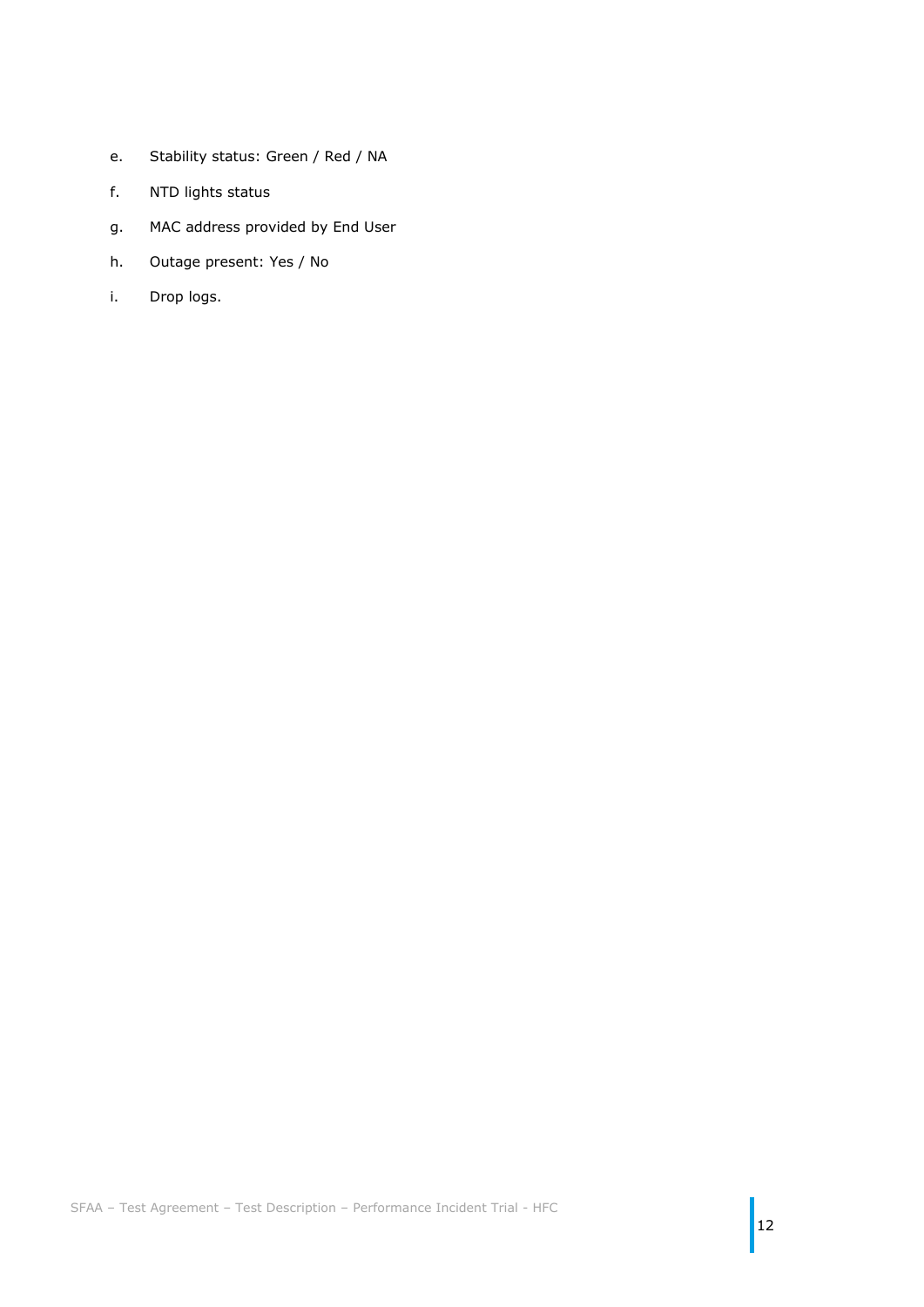e. Stability status: Green / Red / NA

f. NTD lights status

g. MAC address provided by End User

h. Outage present: Yes / No

i. Drop logs.